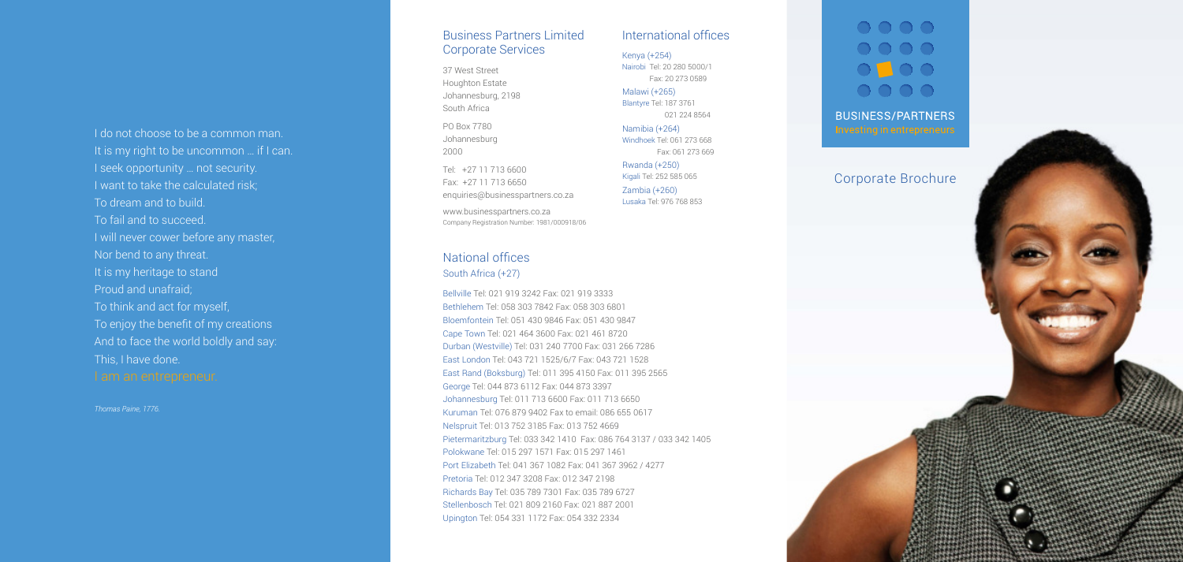I do not choose to be a common man.
It is my right to be uncommon … if I can.
I seek opportunity … not security.
I want to take the calculated risk;
To dream and to build.
To fail and to succeed.
I will never cower before any master,
Nor bend to any threat.
It is my heritage to stand
Proud and unafraid;
To think and act for myself,
To enjoy the benefit of my creations
And to face the world boldly and say:
This, I have done.
I am an entrepreneur.

*Thomas Paine, 1776.*

## Business Partners Limited Corporate Services

37 West Street
Houghton Estate
Johannesburg, 2198
South Africa

PO Box 7780
Johannesburg
2000

Tel: +27 11 713 6600
Fax: +27 11 713 6650
enquiries@businesspartners.co.za

www.businesspartners.co.za
Company Registration Number: 1981/000918/06

## International offices

Kenya (+254)
Nairobi Tel: 20 280 5000/1
Fax: 20 273 0589

Malawi (+265)
Blantyre Tel: 187 3761
021 224 8564

Namibia (+264)
Windhoek Tel: 061 273 668
Fax: 061 273 669

Rwanda (+250)
Kigali Tel: 252 585 065

Zambia (+260)
Lusaka Tel: 976 768 853

## National offices

South Africa (+27)

Bellville Tel: 021 919 3242 Fax: 021 919 3333
Bethlehem Tel: 058 303 7842 Fax: 058 303 6801
Bloemfontein Tel: 051 430 9846 Fax: 051 430 9847
Cape Town Tel: 021 464 3600 Fax: 021 461 8720
Durban (Westville) Tel: 031 240 7700 Fax: 031 266 7286
East London Tel: 043 721 1525/6/7 Fax: 043 721 1528
East Rand (Boksburg) Tel: 011 395 4150 Fax: 011 395 2565
George Tel: 044 873 6112 Fax: 044 873 3397
Johannesburg Tel: 011 713 6600 Fax: 011 713 6650
Kuruman Tel: 076 879 9402 Fax to email: 086 655 0617
Nelspruit Tel: 013 752 3185 Fax: 013 752 4669
Pietermaritzburg Tel: 033 342 1410 Fax: 086 764 3137 / 033 342 1405
Polokwane Tel: 015 297 1571 Fax: 015 297 1461
Port Elizabeth Tel: 041 367 1082 Fax: 041 367 3962 / 4277
Pretoria Tel: 012 347 3208 Fax: 012 347 2198
Richards Bay Tel: 035 789 7301 Fax: 035 789 6727
Stellenbosch Tel: 021 809 2160 Fax: 021 887 2001
Upington Tel: 054 331 1172 Fax: 054 332 2334

BUSINESS/PARTNERS
Investing in entrepreneurs

# Corporate Brochure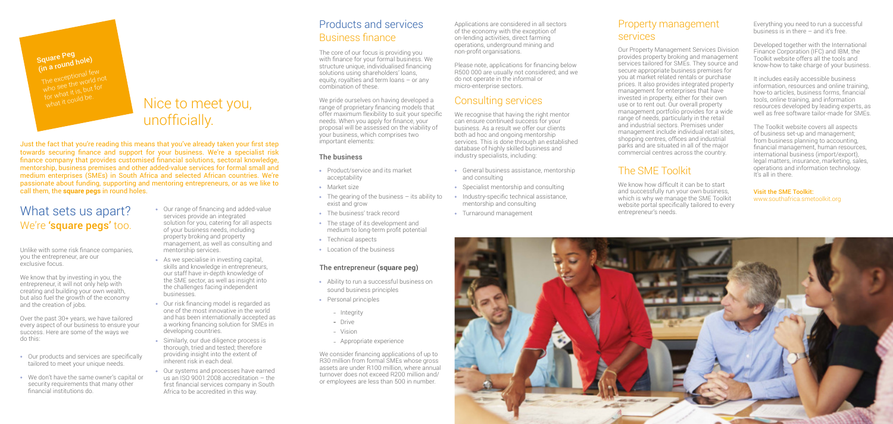**Square Peg (in a round hole)**

The exceptional few who see the world not for what it is, but for what it could be.

# Nice to meet you, unofficially.

Just the fact that you're reading this means that you've already taken your first step towards securing finance and support for your business. We're a specialist risk finance company that provides customised financial solutions, sectoral knowledge, mentorship, business premises and other added-value services for formal small and medium enterprises (SMEs) in South Africa and selected African countries. We're passionate about funding, supporting and mentoring entrepreneurs, or as we like to call them, the **square pegs** in round holes.

## What sets us apart? We're 'square pegs' too.

Unlike with some risk finance companies, you the entrepreneur, are our exclusive focus.

We know that by investing in you, the entrepreneur, it will not only help with creating and building your own wealth, but also fuel the growth of the economy and the creation of jobs.

Over the past 30+ years, we have tailored every aspect of our business to ensure your success. Here are some of the ways we do this:

- Our products and services are specifically tailored to meet your unique needs.
- We don't have the same owner's capital or security requirements that many other financial institutions do.
- Our range of financing and added-value services provide an integrated solution for you, catering for all aspects of your business needs, including property broking and property management, as well as consulting and mentorship services.
- As we specialise in investing capital, skills and knowledge in entrepreneurs, our staff have in-depth knowledge of the SME sector, as well as insight into the challenges facing independent businesses.
- Our risk financing model is regarded as one of the most innovative in the world and has been internationally accepted as a working financing solution for SMEs in developing countries.
- Similarly, our due diligence process is thorough, tried and tested; therefore providing insight into the extent of inherent risk in each deal.
- Our systems and processes have earned us an ISO 9001:2008 accreditation – the first financial services company in South Africa to be accredited in this way.

## Products and services
## Business finance

The core of our focus is providing you with finance for your formal business. We structure unique, individualised financing solutions using shareholders' loans, equity, royalties and term loans – or any combination of these.

We pride ourselves on having developed a range of proprietary financing models that offer maximum flexibility to suit your specific needs. When you apply for finance, your proposal will be assessed on the viability of your business, which comprises two important elements:

### The business

- Product/service and its market acceptability
- Market size
- The gearing of the business – its ability to exist and grow
- The business' track record
- The stage of its development and medium to long-term profit potential
- Technical aspects
- Location of the business

### The entrepreneur (square peg)

- Ability to run a successful business on sound business principles
- Personal principles
  - Integrity
  - Drive
  - Vision
  - Appropriate experience

We consider financing applications of up to R30 million from formal SMEs whose gross assets are under R100 million, where annual turnover does not exceed R200 million and/or employees are less than 500 in number.

Applications are considered in all sectors of the economy with the exception of on-lending activities, direct farming operations, underground mining and non-profit organisations.

Please note, applications for financing below R500 000 are usually not considered; and we do not operate in the informal or micro-enterprise sectors.

## Consulting services

We recognise that having the right mentor can ensure continued success for your business. As a result we offer our clients both ad hoc and ongoing mentorship services. This is done through an established database of highly skilled business and industry specialists, including:

- General business assistance, mentorship and consulting
- Specialist mentorship and consulting
- Industry-specific technical assistance, mentorship and consulting
- Turnaround management

## Property management services

Our Property Management Services Division provides property broking and management services tailored for SMEs. They source and secure appropriate business premises for you at market related rentals or purchase prices. It also provides integrated property management for enterprises that have invested in property, either for their own use or to rent out. Our overall property management portfolio provides for a wide range of needs, particularly in the retail and industrial sectors. Premises under management include individual retail sites, shopping centres, offices and industrial parks and are situated in all of the major commercial centres across the country.

## The SME Toolkit

We know how difficult it can be to start and successfully run your own business, which is why we manage the SME Toolkit website portal specifically tailored to every entrepreneur's needs.

Everything you need to run a successful business is in there – and it's free.

Developed together with the International Finance Corporation (IFC) and IBM, the Toolkit website offers all the tools and know-how to take charge of your business.

It includes easily accessible business information, resources and online training, how-to articles, business forms, financial tools, online training, and information resources developed by leading experts, as well as free software tailor-made for SMEs.

The Toolkit website covers all aspects of business set-up and management; from business planning to accounting, financial management, human resources, international business (import/export), legal matters, insurance, marketing, sales, operations and information technology. It's all in there.

**Visit the SME Toolkit:**
www.southafrica.smetoolkit.org